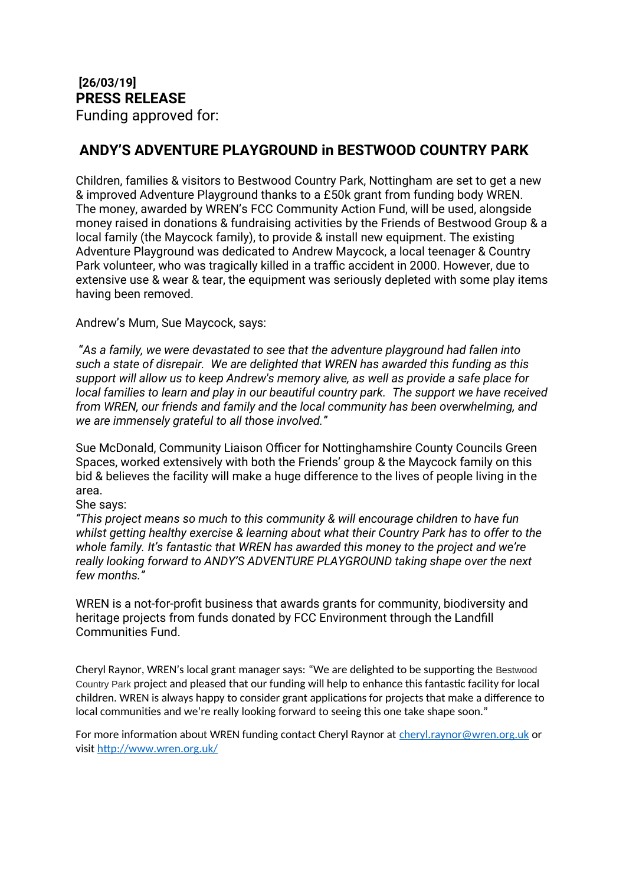**[26/03/19]**
**PRESS RELEASE**
Funding approved for:

## ANDY'S ADVENTURE PLAYGROUND in BESTWOOD COUNTRY PARK

Children, families & visitors to Bestwood Country Park, Nottingham are set to get a new & improved Adventure Playground thanks to a £50k grant from funding body WREN. The money, awarded by WREN's FCC Community Action Fund, will be used, alongside money raised in donations & fundraising activities by the Friends of Bestwood Group & a local family (the Maycock family), to provide & install new equipment. The existing Adventure Playground was dedicated to Andrew Maycock, a local teenager & Country Park volunteer, who was tragically killed in a traffic accident in 2000. However, due to extensive use & wear & tear, the equipment was seriously depleted with some play items having been removed.

Andrew's Mum, Sue Maycock, says:

*"As a family, we were devastated to see that the adventure playground had fallen into such a state of disrepair. We are delighted that WREN has awarded this funding as this support will allow us to keep Andrew's memory alive, as well as provide a safe place for local families to learn and play in our beautiful country park. The support we have received from WREN, our friends and family and the local community has been overwhelming, and we are immensely grateful to all those involved."*

Sue McDonald, Community Liaison Officer for Nottinghamshire County Councils Green Spaces, worked extensively with both the Friends' group & the Maycock family on this bid & believes the facility will make a huge difference to the lives of people living in the area.
She says:
*"This project means so much to this community & will encourage children to have fun whilst getting healthy exercise & learning about what their Country Park has to offer to the whole family. It's fantastic that WREN has awarded this money to the project and we're really looking forward to ANDY'S ADVENTURE PLAYGROUND taking shape over the next few months."*

WREN is a not-for-profit business that awards grants for community, biodiversity and heritage projects from funds donated by FCC Environment through the Landfill Communities Fund.

Cheryl Raynor, WREN's local grant manager says: "We are delighted to be supporting the Bestwood Country Park project and pleased that our funding will help to enhance this fantastic facility for local children. WREN is always happy to consider grant applications for projects that make a difference to local communities and we're really looking forward to seeing this one take shape soon."

For more information about WREN funding contact Cheryl Raynor at cheryl.raynor@wren.org.uk or visit http://www.wren.org.uk/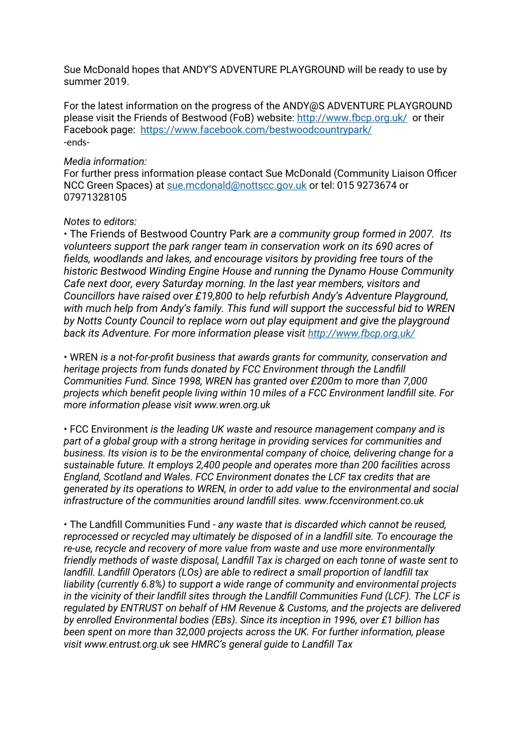Sue McDonald hopes that ANDY'S ADVENTURE PLAYGROUND will be ready to use by summer 2019.

For the latest information on the progress of the ANDY@S ADVENTURE PLAYGROUND please visit the Friends of Bestwood (FoB) website: http://www.fbcp.org.uk/ or their Facebook page: https://www.facebook.com/bestwoodcountrypark/

-ends-

*Media information:*

For further press information please contact Sue McDonald (Community Liaison Officer NCC Green Spaces) at sue.mcdonald@nottscc.gov.uk or tel: 015 9273674 or 07971328105

*Notes to editors:*

- The Friends of Bestwood Country Park *are a community group formed in 2007. Its volunteers support the park ranger team in conservation work on its 690 acres of fields, woodlands and lakes, and encourage visitors by providing free tours of the historic Bestwood Winding Engine House and running the Dynamo House Community Cafe next door, every Saturday morning. In the last year members, visitors and Councillors have raised over £19,800 to help refurbish Andy's Adventure Playground, with much help from Andy's family. This fund will support the successful bid to WREN by Notts County Council to replace worn out play equipment and give the playground back its Adventure. For more information please visit http://www.fbcp.org.uk/*

- WREN *is a not-for-profit business that awards grants for community, conservation and heritage projects from funds donated by FCC Environment through the Landfill Communities Fund. Since 1998, WREN has granted over £200m to more than 7,000 projects which benefit people living within 10 miles of a FCC Environment landfill site. For more information please visit www.wren.org.uk*

- FCC Environment *is the leading UK waste and resource management company and is part of a global group with a strong heritage in providing services for communities and business. Its vision is to be the environmental company of choice, delivering change for a sustainable future. It employs 2,400 people and operates more than 200 facilities across England, Scotland and Wales. FCC Environment donates the LCF tax credits that are generated by its operations to WREN, in order to add value to the environmental and social infrastructure of the communities around landfill sites. www.fccenvironment.co.uk*

- The Landfill Communities Fund - *any waste that is discarded which cannot be reused, reprocessed or recycled may ultimately be disposed of in a landfill site. To encourage the re-use, recycle and recovery of more value from waste and use more environmentally friendly methods of waste disposal, Landfill Tax is charged on each tonne of waste sent to landfill. Landfill Operators (LOs) are able to redirect a small proportion of landfill tax liability (currently 6.8%) to support a wide range of community and environmental projects in the vicinity of their landfill sites through the Landfill Communities Fund (LCF). The LCF is regulated by ENTRUST on behalf of HM Revenue & Customs, and the projects are delivered by enrolled Environmental bodies (EBs). Since its inception in 1996, over £1 billion has been spent on more than 32,000 projects across the UK. For further information, please visit www.entrust.org.uk* see *HMRC's general guide to Landfill Tax*